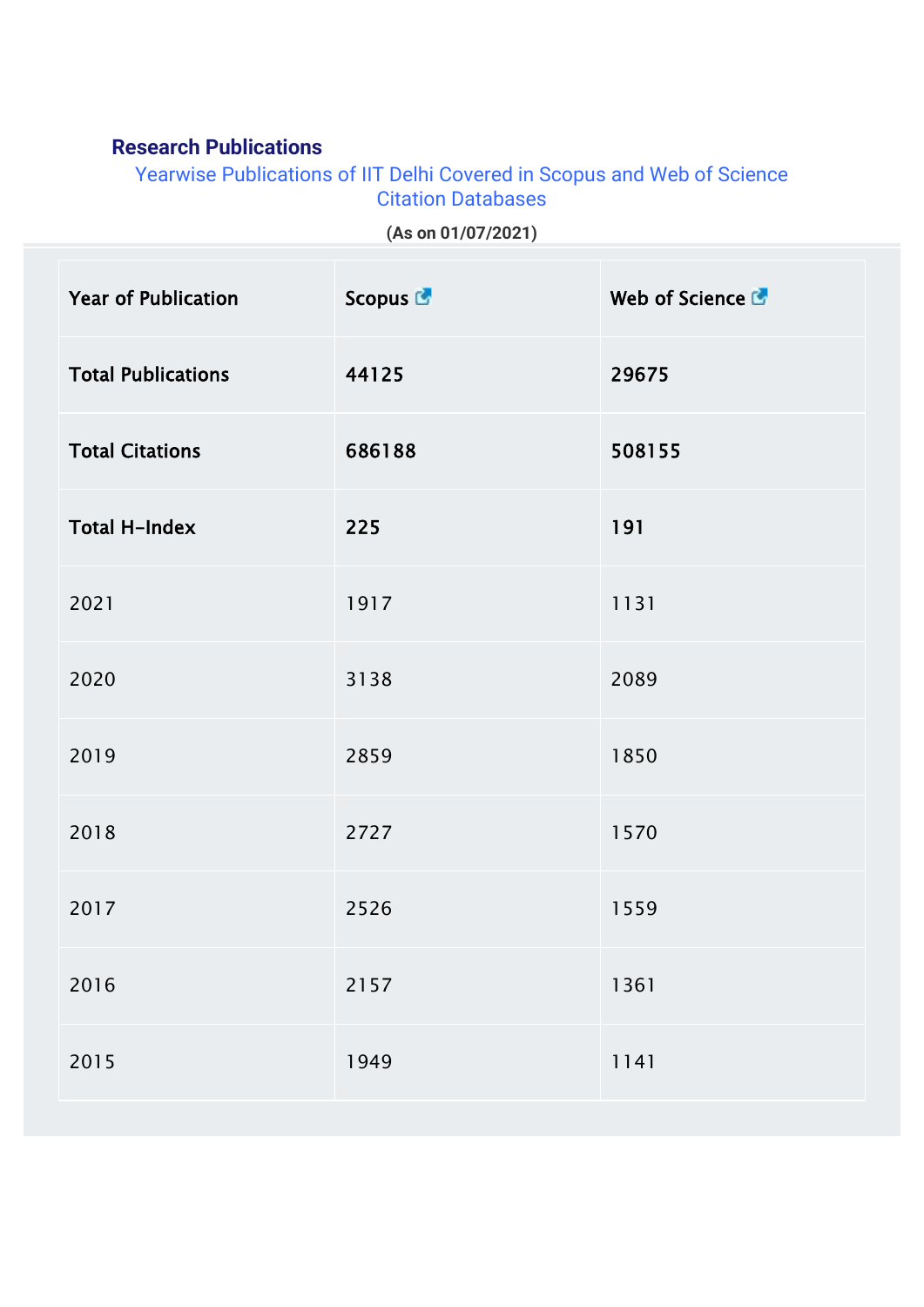## Research Publications

Yearwise Publications of IIT Delhi Covered in Scopus and Web of Science Citation Databases

**(As on 01/07/2021)**

| **Year of Publication** | **Scopus** | **Web of Science** |
|---|---|---|
| **Total Publications** | **44125** | **29675** |
| **Total Citations** | **686188** | **508155** |
| **Total H-Index** | **225** | **191** |
| 2021 | 1917 | 1131 |
| 2020 | 3138 | 2089 |
| 2019 | 2859 | 1850 |
| 2018 | 2727 | 1570 |
| 2017 | 2526 | 1559 |
| 2016 | 2157 | 1361 |
| 2015 | 1949 | 1141 |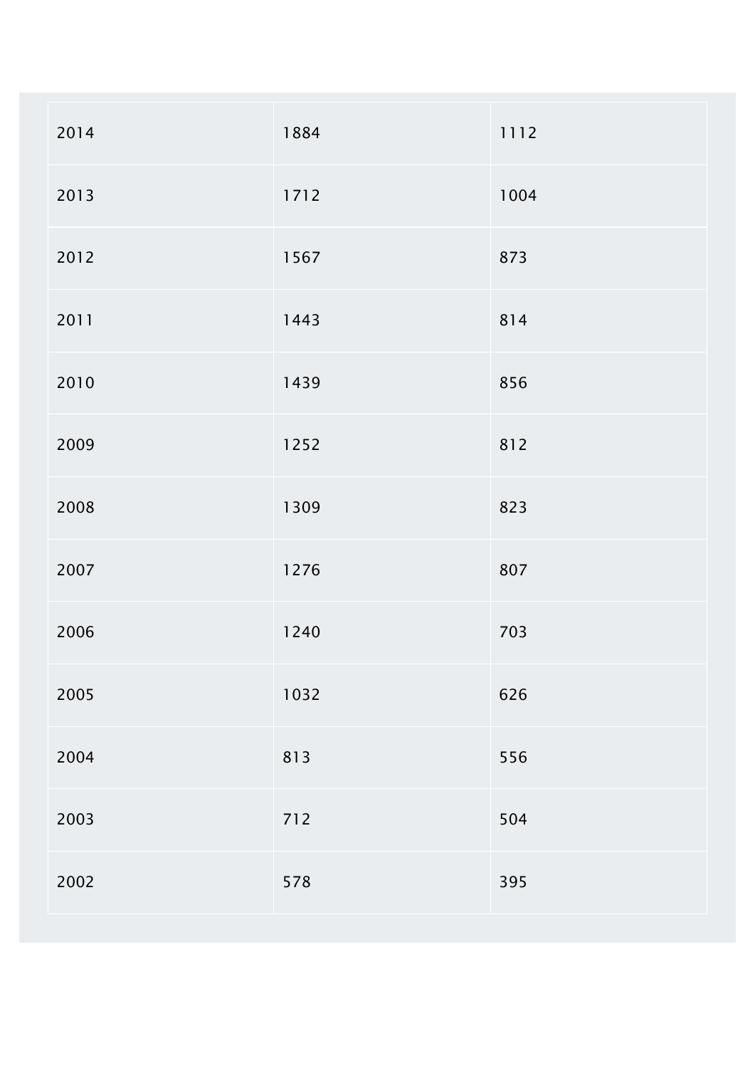| | | |
|---|---|---|
| 2014 | 1884 | 1112 |
| 2013 | 1712 | 1004 |
| 2012 | 1567 | 873 |
| 2011 | 1443 | 814 |
| 2010 | 1439 | 856 |
| 2009 | 1252 | 812 |
| 2008 | 1309 | 823 |
| 2007 | 1276 | 807 |
| 2006 | 1240 | 703 |
| 2005 | 1032 | 626 |
| 2004 | 813 | 556 |
| 2003 | 712 | 504 |
| 2002 | 578 | 395 |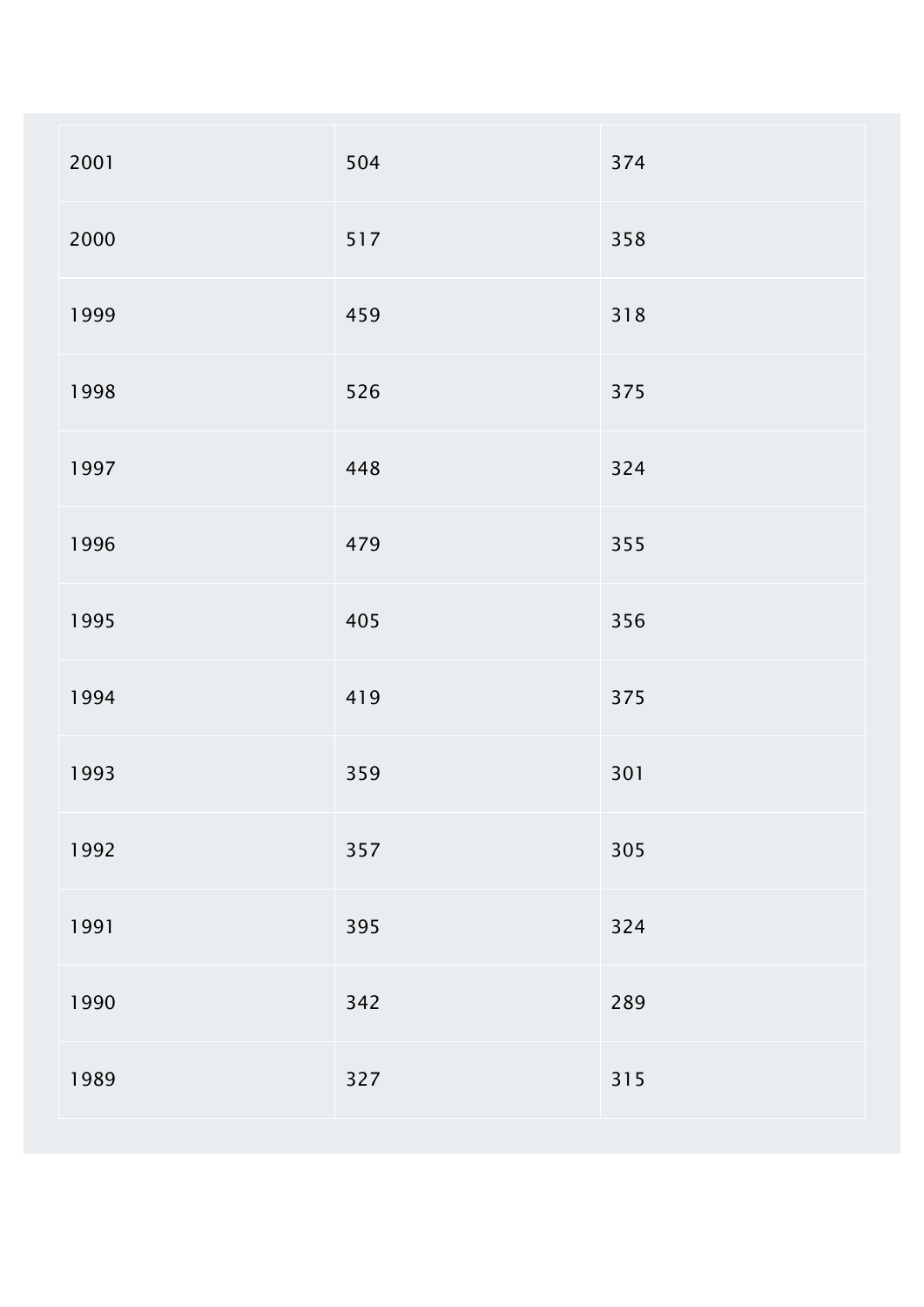| 2001 | 504 | 374 |
|---|---|---|
| 2000 | 517 | 358 |
| 1999 | 459 | 318 |
| 1998 | 526 | 375 |
| 1997 | 448 | 324 |
| 1996 | 479 | 355 |
| 1995 | 405 | 356 |
| 1994 | 419 | 375 |
| 1993 | 359 | 301 |
| 1992 | 357 | 305 |
| 1991 | 395 | 324 |
| 1990 | 342 | 289 |
| 1989 | 327 | 315 |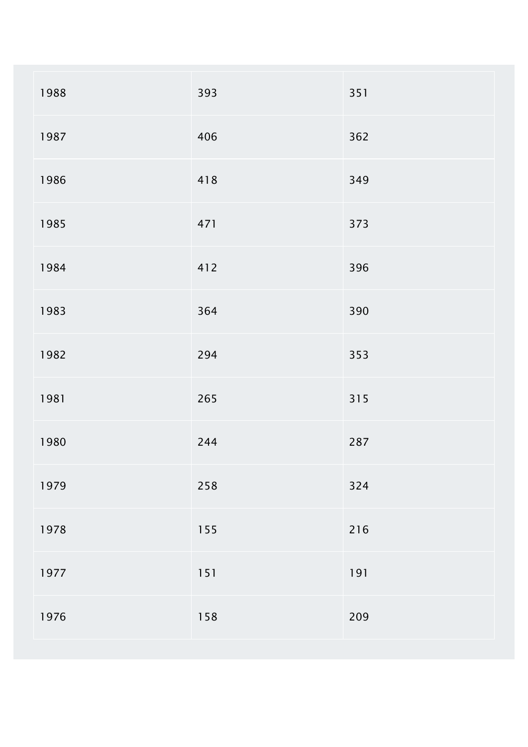| | | |
|---|---|---|
| 1988 | 393 | 351 |
| 1987 | 406 | 362 |
| 1986 | 418 | 349 |
| 1985 | 471 | 373 |
| 1984 | 412 | 396 |
| 1983 | 364 | 390 |
| 1982 | 294 | 353 |
| 1981 | 265 | 315 |
| 1980 | 244 | 287 |
| 1979 | 258 | 324 |
| 1978 | 155 | 216 |
| 1977 | 151 | 191 |
| 1976 | 158 | 209 |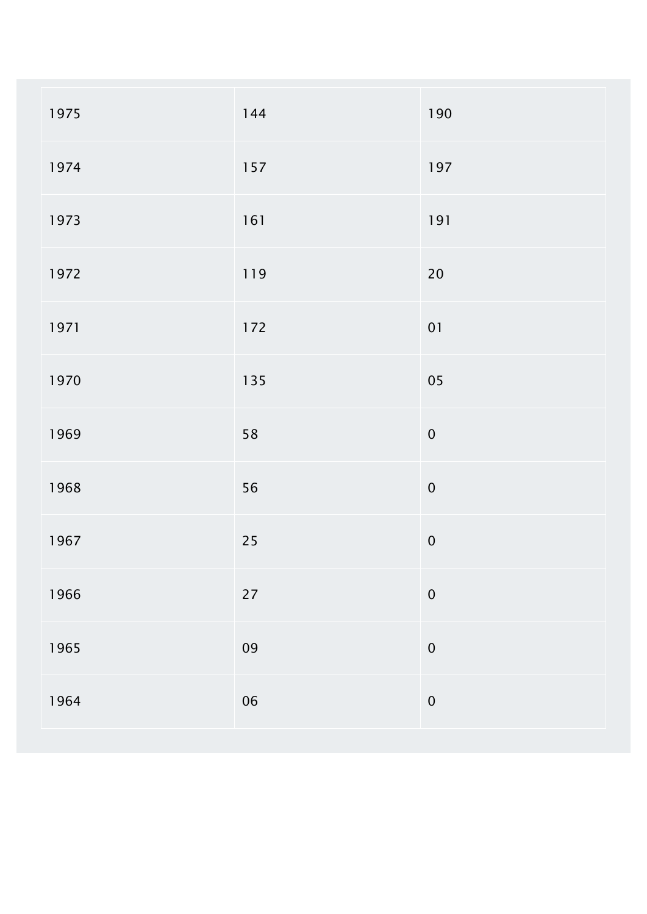| | | |
|---|---|---|
| 1975 | 144 | 190 |
| 1974 | 157 | 197 |
| 1973 | 161 | 191 |
| 1972 | 119 | 20 |
| 1971 | 172 | 01 |
| 1970 | 135 | 05 |
| 1969 | 58 | 0 |
| 1968 | 56 | 0 |
| 1967 | 25 | 0 |
| 1966 | 27 | 0 |
| 1965 | 09 | 0 |
| 1964 | 06 | 0 |